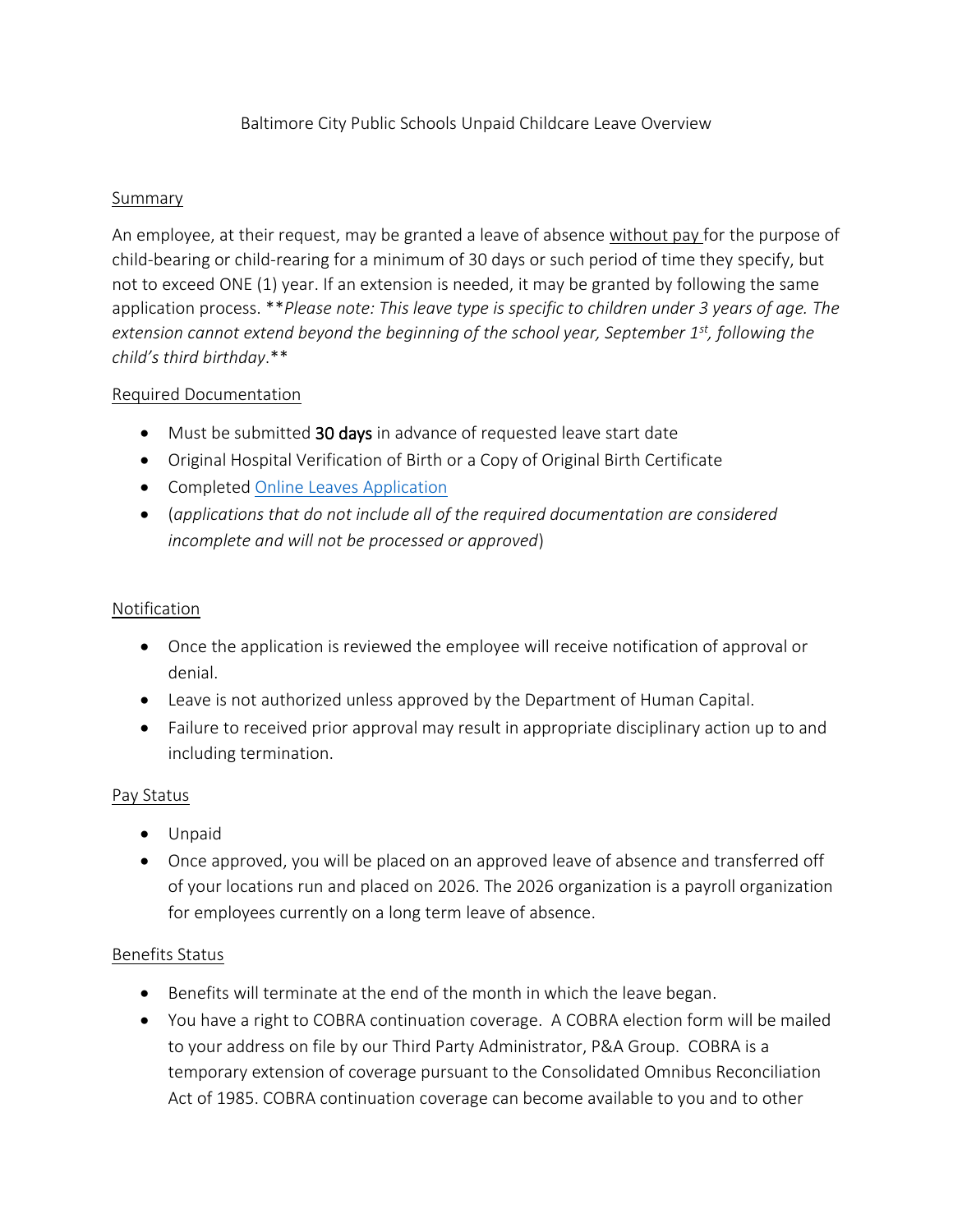# Baltimore City Public Schools Unpaid Childcare Leave Overview

## Summary

An employee, at their request, may be granted a leave of absence without pay for the purpose of child-bearing or child-rearing for a minimum of 30 days or such period of time they specify, but not to exceed ONE (1) year. If an extension is needed, it may be granted by following the same application process. \*\**Please note: This leave type is specific to children under 3 years of age. The extension cannot extend beyond the beginning of the school year, September 1st, following the child's third birthday*.\*\*

## Required Documentation

- Must be submitted **30 days** in advance of requested leave start date
- Original Hospital Verification of Birth or a Copy of Original Birth Certificate
- Completed Online Leaves Application
- (*applications that do not include all of the required documentation are considered incomplete and will not be processed or approved*)

## Notification

- Once the application is reviewed the employee will receive notification of approval or denial.
- Leave is not authorized unless approved by the Department of Human Capital.
- Failure to received prior approval may result in appropriate disciplinary action up to and including termination.

## Pay Status

- Unpaid
- Once approved, you will be placed on an approved leave of absence and transferred off of your locations run and placed on 2026. The 2026 organization is a payroll organization for employees currently on a long term leave of absence.

## Benefits Status

- Benefits will terminate at the end of the month in which the leave began.
- You have a right to COBRA continuation coverage. A COBRA election form will be mailed to your address on file by our Third Party Administrator, P&A Group. COBRA is a temporary extension of coverage pursuant to the Consolidated Omnibus Reconciliation Act of 1985. COBRA continuation coverage can become available to you and to other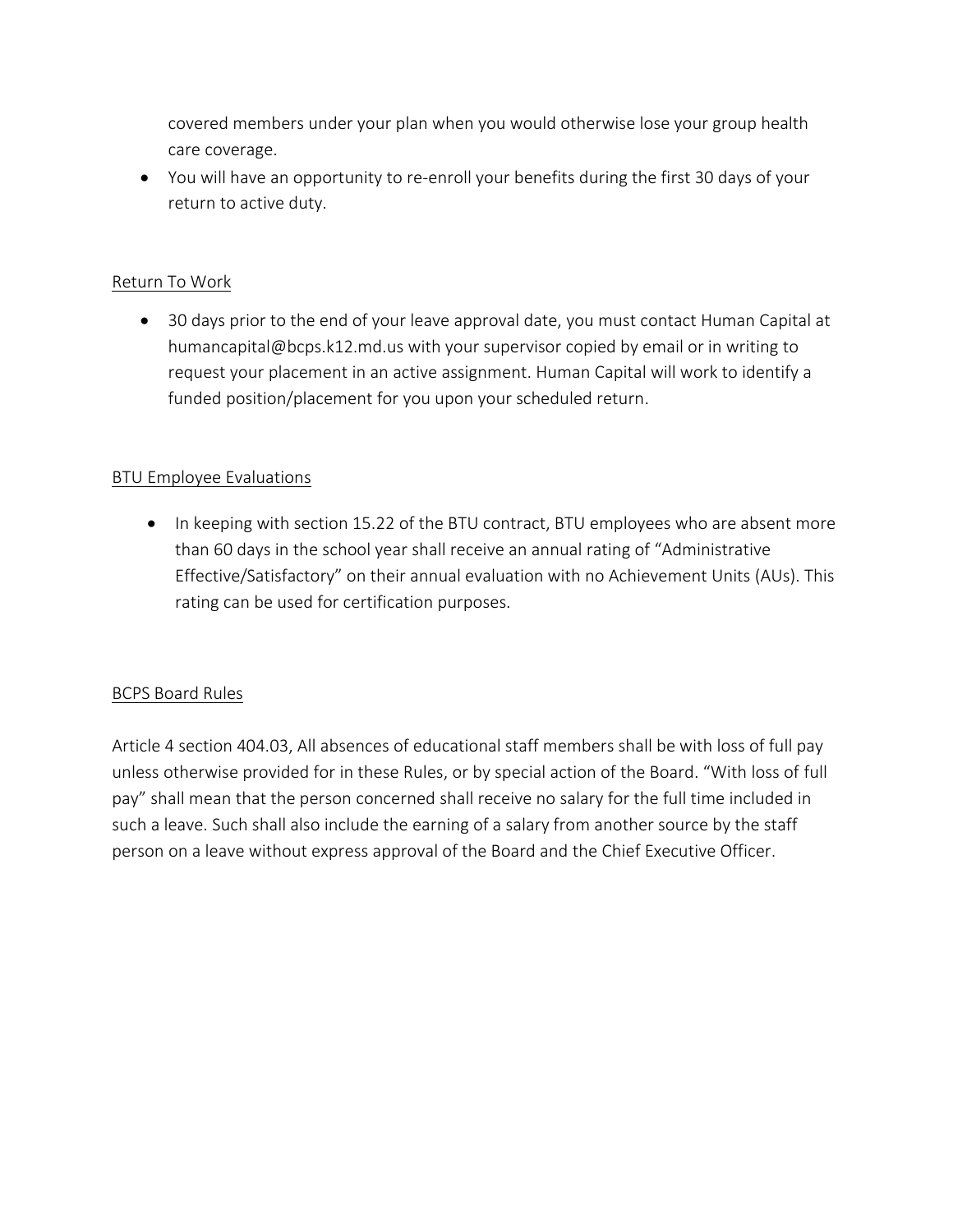covered members under your plan when you would otherwise lose your group health care coverage.

- You will have an opportunity to re-enroll your benefits during the first 30 days of your return to active duty.

## Return To Work

- 30 days prior to the end of your leave approval date, you must contact Human Capital at humancapital@bcps.k12.md.us with your supervisor copied by email or in writing to request your placement in an active assignment. Human Capital will work to identify a funded position/placement for you upon your scheduled return.

## BTU Employee Evaluations

- In keeping with section 15.22 of the BTU contract, BTU employees who are absent more than 60 days in the school year shall receive an annual rating of "Administrative Effective/Satisfactory" on their annual evaluation with no Achievement Units (AUs). This rating can be used for certification purposes.

## BCPS Board Rules

Article 4 section 404.03, All absences of educational staff members shall be with loss of full pay unless otherwise provided for in these Rules, or by special action of the Board. "With loss of full pay" shall mean that the person concerned shall receive no salary for the full time included in such a leave. Such shall also include the earning of a salary from another source by the staff person on a leave without express approval of the Board and the Chief Executive Officer.